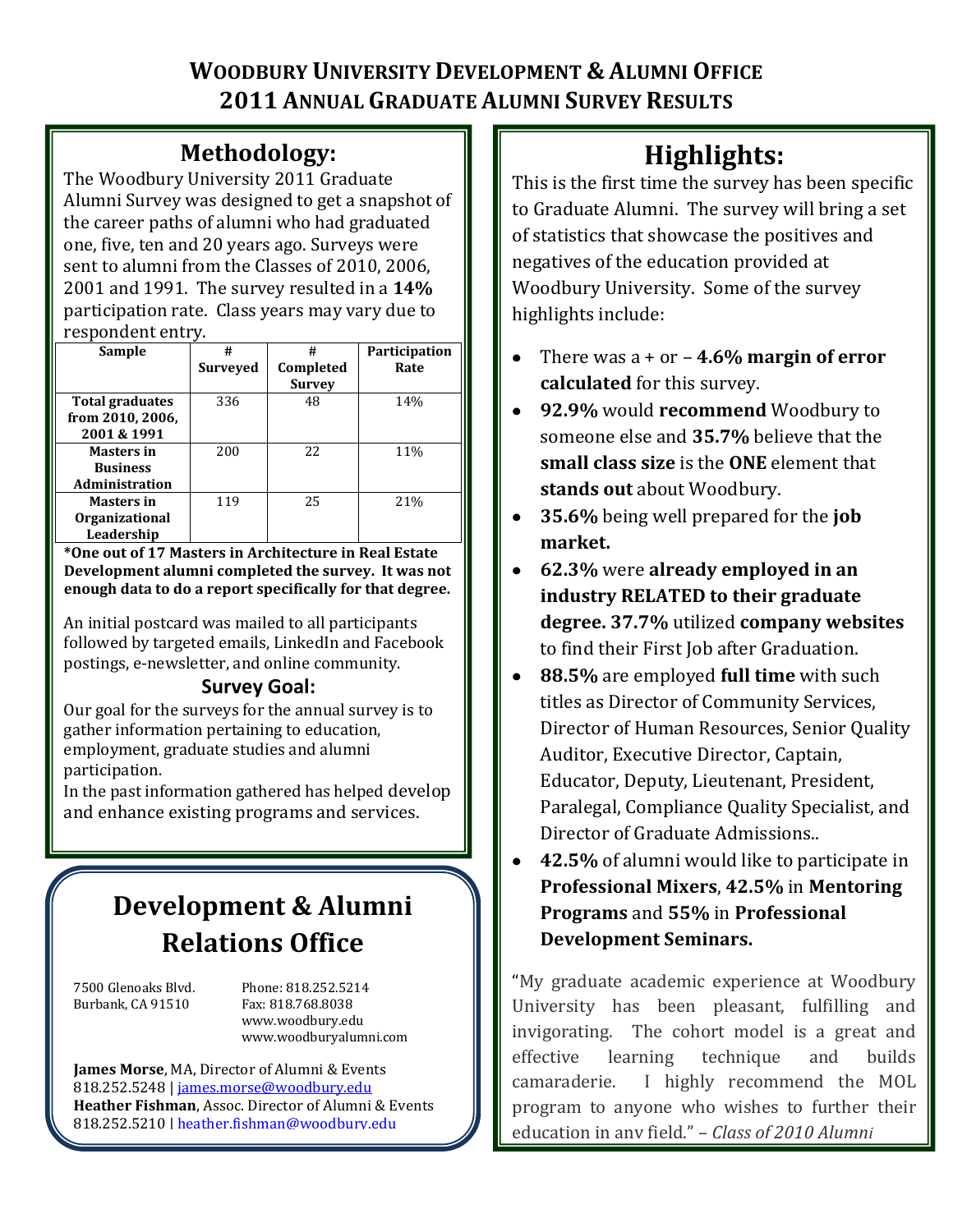# WOODBURY UNIVERSITY DEVELOPMENT & ALUMNI OFFICE
# 2011 ANNUAL GRADUATE ALUMNI SURVEY RESULTS

## Methodology:

The Woodbury University 2011 Graduate Alumni Survey was designed to get a snapshot of the career paths of alumni who had graduated one, five, ten and 20 years ago. Surveys were sent to alumni from the Classes of 2010, 2006, 2001 and 1991. The survey resulted in a **14%** participation rate. Class years may vary due to respondent entry.

| Sample | # Surveyed | # Completed Survey | Participation Rate |
|---|---|---|---|
| **Total graduates from 2010, 2006, 2001 & 1991** | 336 | 48 | 14% |
| **Masters in Business Administration** | 200 | 22 | 11% |
| **Masters in Organizational Leadership** | 119 | 25 | 21% |

**\*One out of 17 Masters in Architecture in Real Estate Development alumni completed the survey. It was not enough data to do a report specifically for that degree.**

An initial postcard was mailed to all participants followed by targeted emails, LinkedIn and Facebook postings, e-newsletter, and online community.

### Survey Goal:

Our goal for the surveys for the annual survey is to gather information pertaining to education, employment, graduate studies and alumni participation.

In the past information gathered has helped develop and enhance existing programs and services.

## Development & Alumni Relations Office

7500 Glenoaks Blvd.
Burbank, CA 91510

Phone: 818.252.5214
Fax: 818.768.8038
www.woodbury.edu
www.woodburyalumni.com

**James Morse**, MA, Director of Alumni & Events
818.252.5248 | james.morse@woodbury.edu
**Heather Fishman**, Assoc. Director of Alumni & Events
818.252.5210 | heather.fishman@woodbury.edu

## Highlights:

This is the first time the survey has been specific to Graduate Alumni. The survey will bring a set of statistics that showcase the positives and negatives of the education provided at Woodbury University. Some of the survey highlights include:

- There was a + or – **4.6% margin of error calculated** for this survey.
- **92.9%** would **recommend** Woodbury to someone else and **35.7%** believe that the **small class size** is the **ONE** element that **stands out** about Woodbury.
- **35.6%** being well prepared for the **job market.**
- **62.3%** were **already employed in an industry RELATED to their graduate degree. 37.7%** utilized **company websites** to find their First Job after Graduation.
- **88.5%** are employed **full time** with such titles as Director of Community Services, Director of Human Resources, Senior Quality Auditor, Executive Director, Captain, Educator, Deputy, Lieutenant, President, Paralegal, Compliance Quality Specialist, and Director of Graduate Admissions..
- **42.5%** of alumni would like to participate in **Professional Mixers**, **42.5%** in **Mentoring Programs** and **55%** in **Professional Development Seminars.**

"My graduate academic experience at Woodbury University has been pleasant, fulfilling and invigorating. The cohort model is a great and effective learning technique and builds camaraderie. I highly recommend the MOL program to anyone who wishes to further their education in any field." – *Class of 2010 Alumni*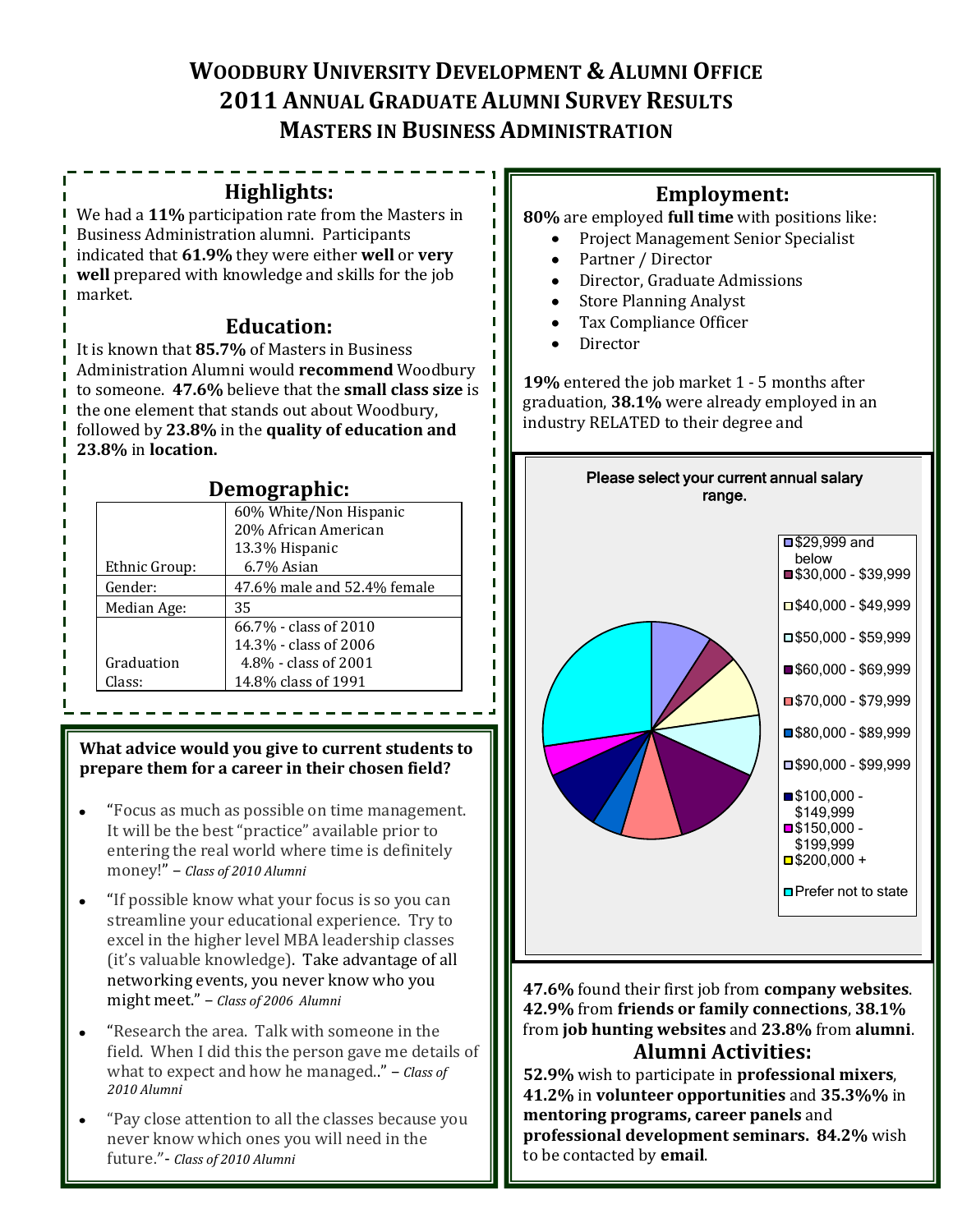# WOODBURY UNIVERSITY DEVELOPMENT & ALUMNI OFFICE
# 2011 ANNUAL GRADUATE ALUMNI SURVEY RESULTS
# MASTERS IN BUSINESS ADMINISTRATION

## Highlights:

We had a **11%** participation rate from the Masters in Business Administration alumni. Participants indicated that **61.9%** they were either **well** or **very well** prepared with knowledge and skills for the job market.

## Education:

It is known that **85.7%** of Masters in Business Administration Alumni would **recommend** Woodbury to someone. **47.6%** believe that the **small class size** is the one element that stands out about Woodbury, followed by **23.8%** in the **quality of education and 23.8%** in **location.**

## Demographic:

| | |
|---|---|
| Ethnic Group: | 60% White/Non Hispanic<br>20% African American<br>13.3% Hispanic<br>6.7% Asian |
| Gender: | 47.6% male and 52.4% female |
| Median Age: | 35 |
| Graduation Class: | 66.7% - class of 2010<br>14.3% - class of 2006<br>4.8% - class of 2001<br>14.8% class of 1991 |

**What advice would you give to current students to prepare them for a career in their chosen field?**

- "Focus as much as possible on time management. It will be the best "practice" available prior to entering the real world where time is definitely money!" – *Class of 2010 Alumni*
- "If possible know what your focus is so you can streamline your educational experience. Try to excel in the higher level MBA leadership classes (it's valuable knowledge). Take advantage of all networking events, you never know who you might meet." – *Class of 2006 Alumni*
- "Research the area. Talk with someone in the field. When I did this the person gave me details of what to expect and how he managed.." – *Class of 2010 Alumni*
- "Pay close attention to all the classes because you never know which ones you will need in the future."- *Class of 2010 Alumni*

## Employment:

**80%** are employed **full time** with positions like:

- Project Management Senior Specialist
- Partner / Director
- Director, Graduate Admissions
- Store Planning Analyst
- Tax Compliance Officer
- Director

**19%** entered the job market 1 - 5 months after graduation, **38.1%** were already employed in an industry RELATED to their degree and

Please select your current annual salary range.

- $29,999 and below
- $30,000 - $39,999
- $40,000 - $49,999
- $50,000 - $59,999
- $60,000 - $69,999
- $70,000 - $79,999
- $80,000 - $89,999
- $90,000 - $99,999
- $100,000 - $149,999
- $150,000 - $199,999
- $200,000 +
- Prefer not to state

**47.6%** found their first job from **company websites**. **42.9%** from **friends or family connections**, **38.1%** from **job hunting websites** and **23.8%** from **alumni**.

## Alumni Activities:

**52.9%** wish to participate in **professional mixers**, **41.2%** in **volunteer opportunities** and **35.3%%** in **mentoring programs, career panels** and **professional development seminars. 84.2%** wish to be contacted by **email**.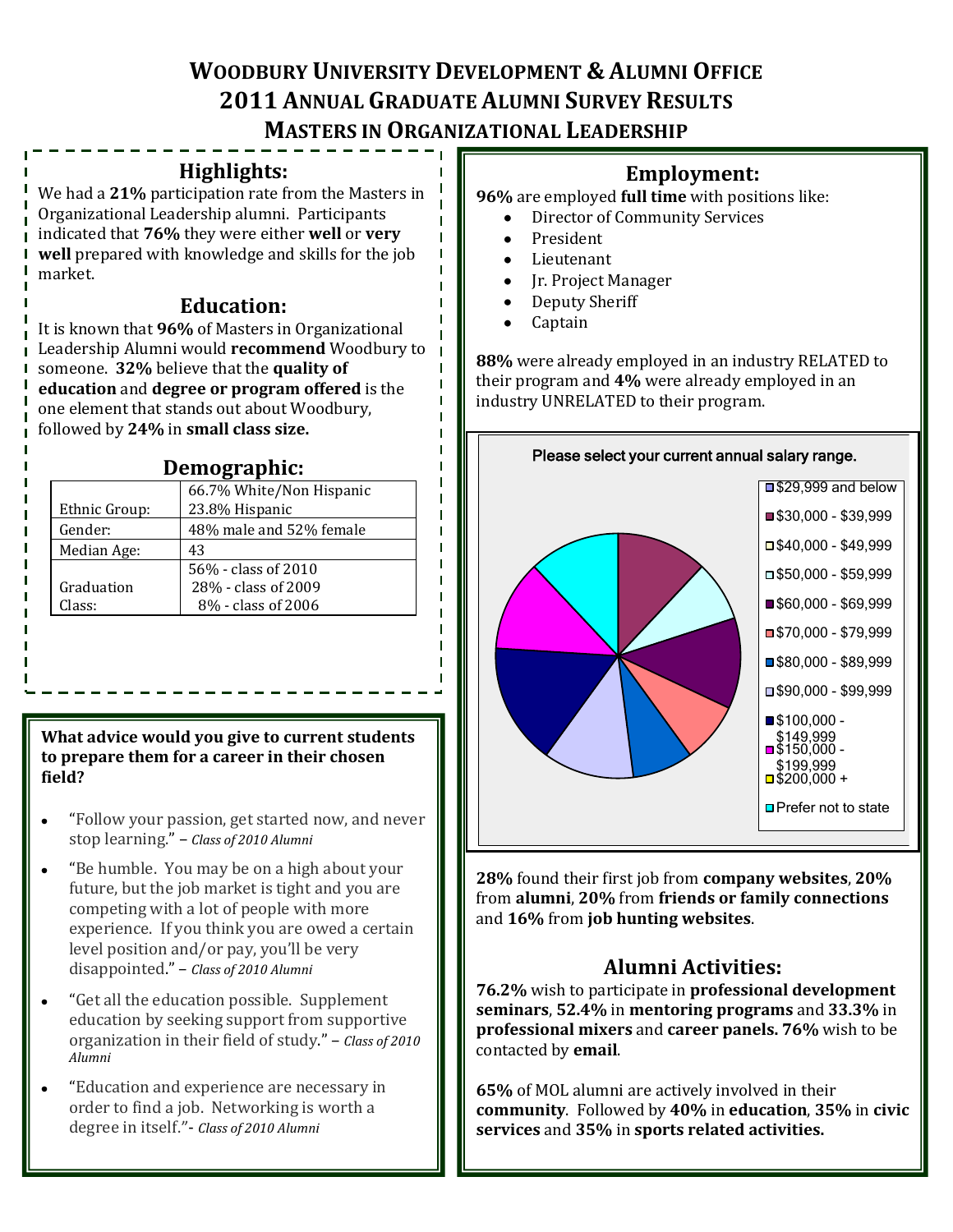# WOODBURY UNIVERSITY DEVELOPMENT & ALUMNI OFFICE
# 2011 ANNUAL GRADUATE ALUMNI SURVEY RESULTS
## MASTERS IN ORGANIZATIONAL LEADERSHIP

## Highlights:

We had a **21%** participation rate from the Masters in Organizational Leadership alumni. Participants indicated that **76%** they were either **well** or **very well** prepared with knowledge and skills for the job market.

## Education:

It is known that **96%** of Masters in Organizational Leadership Alumni would **recommend** Woodbury to someone. **32%** believe that the **quality of education** and **degree or program offered** is the one element that stands out about Woodbury, followed by **24%** in **small class size.**

## Demographic:

| | |
|---|---|
| Ethnic Group: | 66.7% White/Non Hispanic<br>23.8% Hispanic |
| Gender: | 48% male and 52% female |
| Median Age: | 43 |
| Graduation Class: | 56% - class of 2010<br>28% - class of 2009<br>8% - class of 2006 |

**What advice would you give to current students to prepare them for a career in their chosen field?**

- "Follow your passion, get started now, and never stop learning." – *Class of 2010 Alumni*
- "Be humble. You may be on a high about your future, but the job market is tight and you are competing with a lot of people with more experience. If you think you are owed a certain level position and/or pay, you'll be very disappointed." – *Class of 2010 Alumni*
- "Get all the education possible. Supplement education by seeking support from supportive organization in their field of study." – *Class of 2010 Alumni*
- "Education and experience are necessary in order to find a job. Networking is worth a degree in itself."- *Class of 2010 Alumni*

## Employment:

**96%** are employed **full time** with positions like:

- Director of Community Services
- President
- Lieutenant
- Jr. Project Manager
- Deputy Sheriff
- Captain

**88%** were already employed in an industry RELATED to their program and **4%** were already employed in an industry UNRELATED to their program.

Please select your current annual salary range.

$29,999 and below
$30,000 - $39,999
$40,000 - $49,999
$50,000 - $59,999
$60,000 - $69,999
$70,000 - $79,999
$80,000 - $89,999
$90,000 - $99,999
$100,000 - $149,999
$150,000 - $199,999
$200,000 +
Prefer not to state

**28%** found their first job from **company websites**, **20%** from **alumni**, **20%** from **friends or family connections** and **16%** from **job hunting websites**.

## Alumni Activities:

**76.2%** wish to participate in **professional development seminars**, **52.4%** in **mentoring programs** and **33.3%** in **professional mixers** and **career panels. 76%** wish to be contacted by **email**.

**65%** of MOL alumni are actively involved in their **community**. Followed by **40%** in **education**, **35%** in **civic services** and **35%** in **sports related activities.**